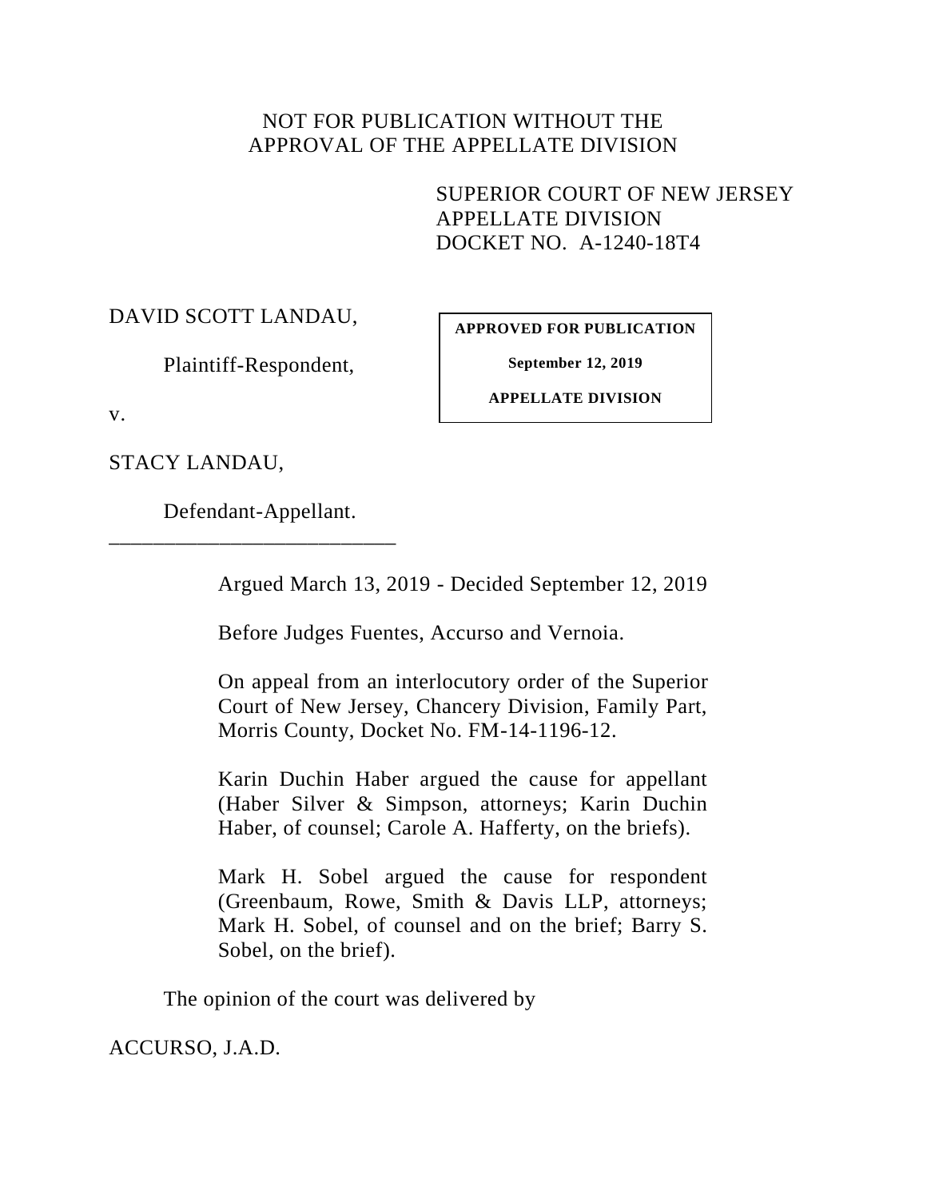NOT FOR PUBLICATION WITHOUT THE
APPROVAL OF THE APPELLATE DIVISION

SUPERIOR COURT OF NEW JERSEY
APPELLATE DIVISION
DOCKET NO. A-1240-18T4

DAVID SCOTT LANDAU,

Plaintiff-Respondent,

v.

STACY LANDAU,

Defendant-Appellant.

**APPROVED FOR PUBLICATION**

**September 12, 2019**

**APPELLATE DIVISION**

___________________________

Argued March 13, 2019 - Decided September 12, 2019

Before Judges Fuentes, Accurso and Vernoia.

On appeal from an interlocutory order of the Superior Court of New Jersey, Chancery Division, Family Part, Morris County, Docket No. FM-14-1196-12.

Karin Duchin Haber argued the cause for appellant (Haber Silver & Simpson, attorneys; Karin Duchin Haber, of counsel; Carole A. Hafferty, on the briefs).

Mark H. Sobel argued the cause for respondent (Greenbaum, Rowe, Smith & Davis LLP, attorneys; Mark H. Sobel, of counsel and on the brief; Barry S. Sobel, on the brief).

The opinion of the court was delivered by

ACCURSO, J.A.D.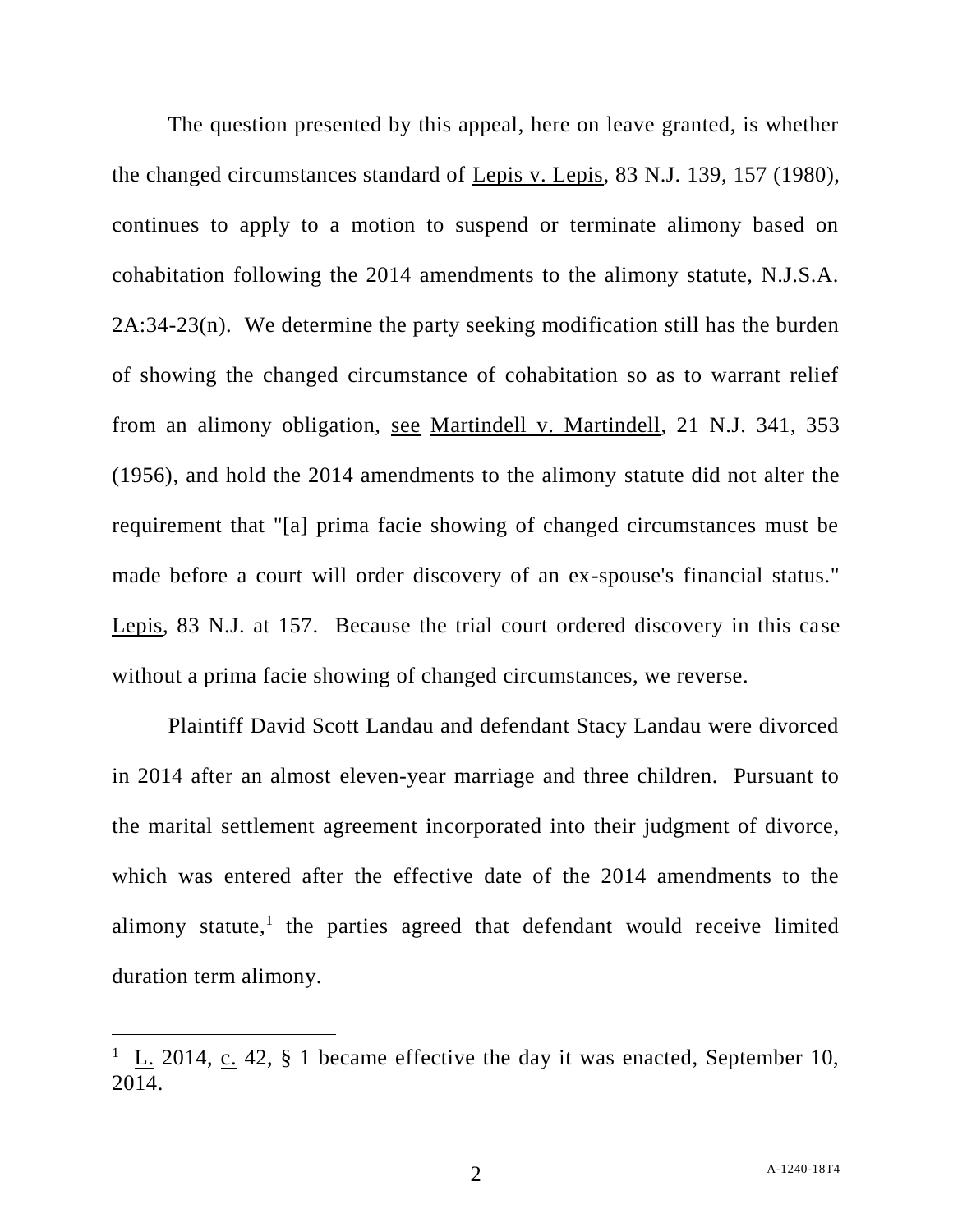The question presented by this appeal, here on leave granted, is whether the changed circumstances standard of Lepis v. Lepis, 83 N.J. 139, 157 (1980), continues to apply to a motion to suspend or terminate alimony based on cohabitation following the 2014 amendments to the alimony statute, N.J.S.A. 2A:34-23(n). We determine the party seeking modification still has the burden of showing the changed circumstance of cohabitation so as to warrant relief from an alimony obligation, see Martindell v. Martindell, 21 N.J. 341, 353 (1956), and hold the 2014 amendments to the alimony statute did not alter the requirement that "[a] prima facie showing of changed circumstances must be made before a court will order discovery of an ex-spouse's financial status." Lepis, 83 N.J. at 157. Because the trial court ordered discovery in this case without a prima facie showing of changed circumstances, we reverse.

Plaintiff David Scott Landau and defendant Stacy Landau were divorced in 2014 after an almost eleven-year marriage and three children. Pursuant to the marital settlement agreement incorporated into their judgment of divorce, which was entered after the effective date of the 2014 amendments to the alimony statute,[1] the parties agreed that defendant would receive limited duration term alimony.

---

[1] L. 2014, c. 42, § 1 became effective the day it was enacted, September 10, 2014.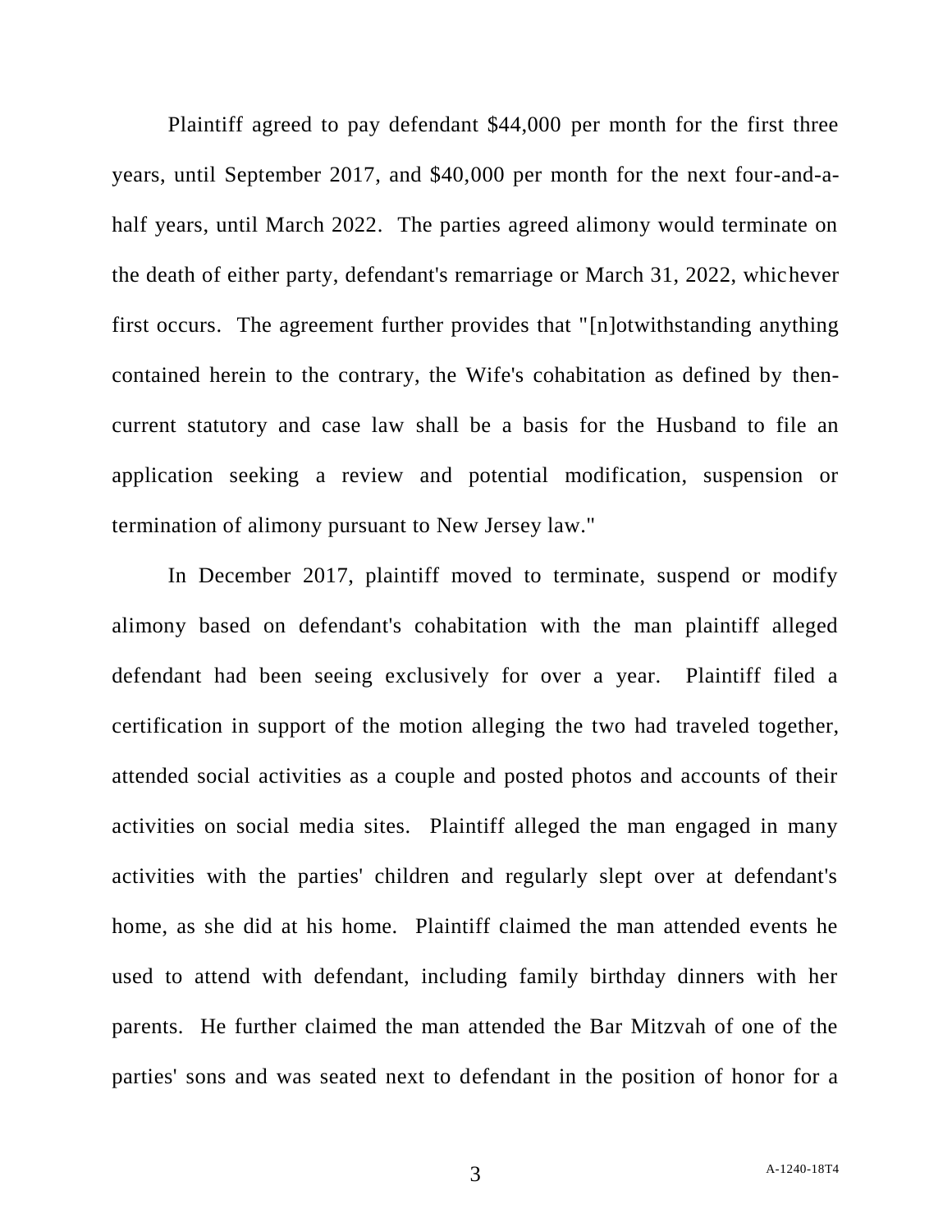Plaintiff agreed to pay defendant $44,000 per month for the first three years, until September 2017, and $40,000 per month for the next four-and-a-half years, until March 2022. The parties agreed alimony would terminate on the death of either party, defendant's remarriage or March 31, 2022, whichever first occurs. The agreement further provides that "[n]otwithstanding anything contained herein to the contrary, the Wife's cohabitation as defined by then-current statutory and case law shall be a basis for the Husband to file an application seeking a review and potential modification, suspension or termination of alimony pursuant to New Jersey law."

In December 2017, plaintiff moved to terminate, suspend or modify alimony based on defendant's cohabitation with the man plaintiff alleged defendant had been seeing exclusively for over a year. Plaintiff filed a certification in support of the motion alleging the two had traveled together, attended social activities as a couple and posted photos and accounts of their activities on social media sites. Plaintiff alleged the man engaged in many activities with the parties' children and regularly slept over at defendant's home, as she did at his home. Plaintiff claimed the man attended events he used to attend with defendant, including family birthday dinners with her parents. He further claimed the man attended the Bar Mitzvah of one of the parties' sons and was seated next to defendant in the position of honor for a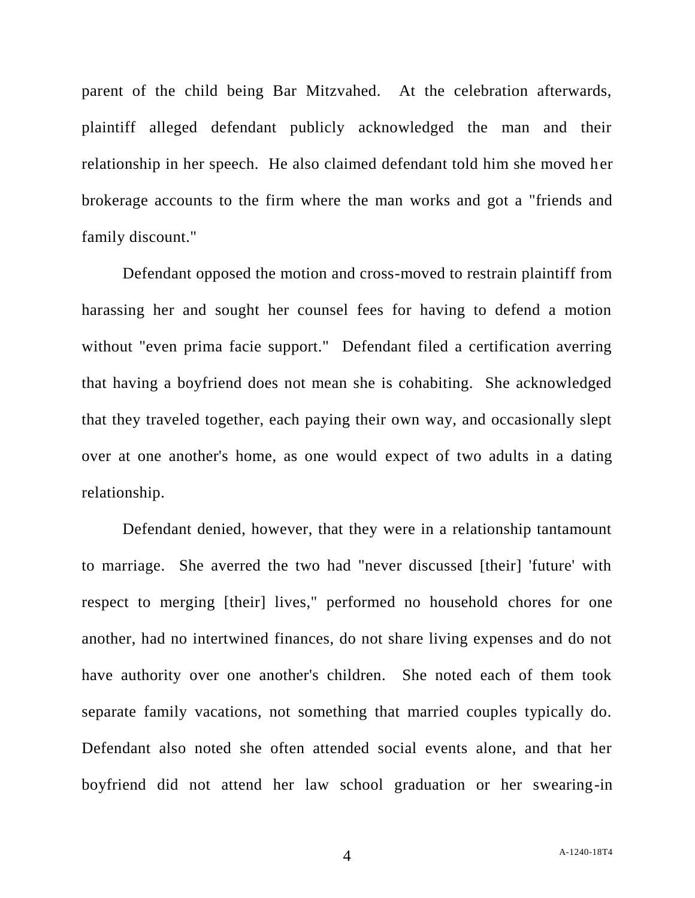parent of the child being Bar Mitzvahed. At the celebration afterwards, plaintiff alleged defendant publicly acknowledged the man and their relationship in her speech. He also claimed defendant told him she moved her brokerage accounts to the firm where the man works and got a "friends and family discount."

Defendant opposed the motion and cross-moved to restrain plaintiff from harassing her and sought her counsel fees for having to defend a motion without "even prima facie support." Defendant filed a certification averring that having a boyfriend does not mean she is cohabiting. She acknowledged that they traveled together, each paying their own way, and occasionally slept over at one another's home, as one would expect of two adults in a dating relationship.

Defendant denied, however, that they were in a relationship tantamount to marriage. She averred the two had "never discussed [their] 'future' with respect to merging [their] lives," performed no household chores for one another, had no intertwined finances, do not share living expenses and do not have authority over one another's children. She noted each of them took separate family vacations, not something that married couples typically do. Defendant also noted she often attended social events alone, and that her boyfriend did not attend her law school graduation or her swearing-in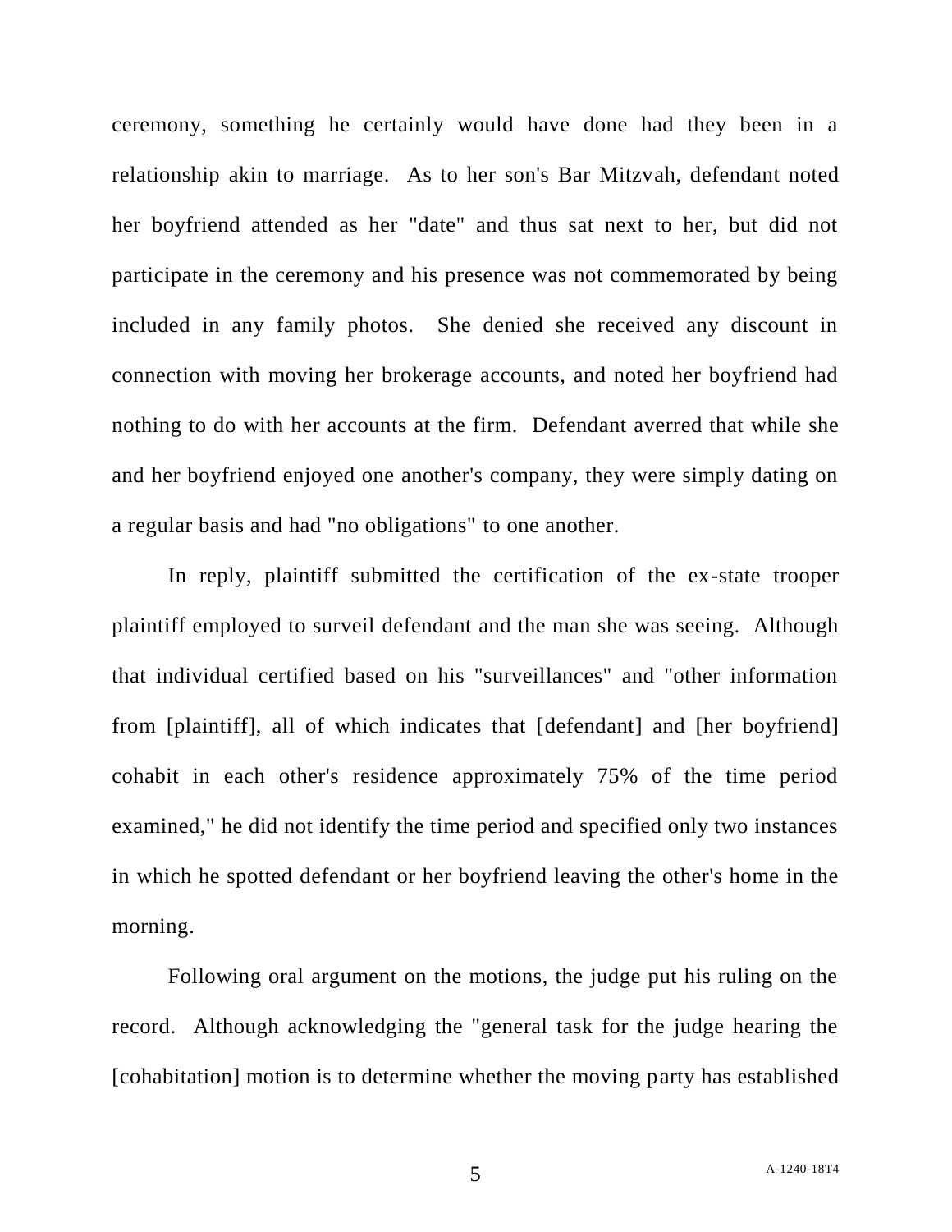ceremony, something he certainly would have done had they been in a relationship akin to marriage. As to her son's Bar Mitzvah, defendant noted her boyfriend attended as her "date" and thus sat next to her, but did not participate in the ceremony and his presence was not commemorated by being included in any family photos. She denied she received any discount in connection with moving her brokerage accounts, and noted her boyfriend had nothing to do with her accounts at the firm. Defendant averred that while she and her boyfriend enjoyed one another's company, they were simply dating on a regular basis and had "no obligations" to one another.

In reply, plaintiff submitted the certification of the ex-state trooper plaintiff employed to surveil defendant and the man she was seeing. Although that individual certified based on his "surveillances" and "other information from [plaintiff], all of which indicates that [defendant] and [her boyfriend] cohabit in each other's residence approximately 75% of the time period examined," he did not identify the time period and specified only two instances in which he spotted defendant or her boyfriend leaving the other's home in the morning.

Following oral argument on the motions, the judge put his ruling on the record. Although acknowledging the "general task for the judge hearing the [cohabitation] motion is to determine whether the moving party has established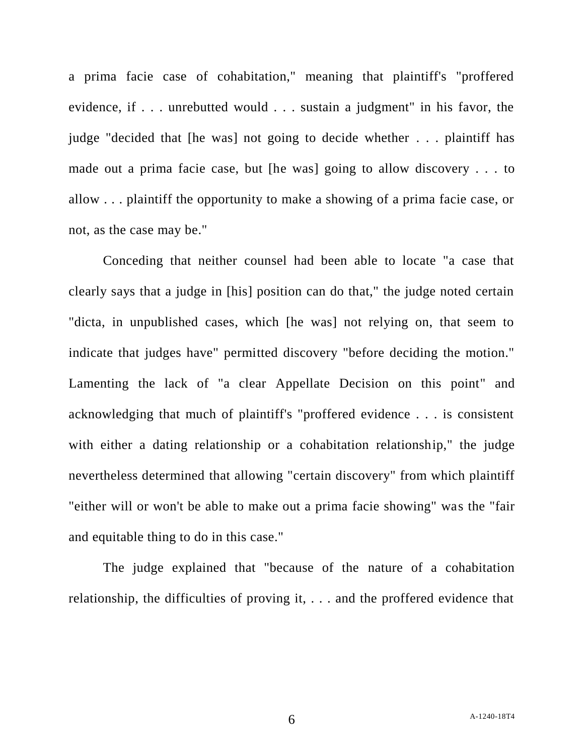a prima facie case of cohabitation," meaning that plaintiff's "proffered evidence, if . . . unrebutted would . . . sustain a judgment" in his favor, the judge "decided that [he was] not going to decide whether . . . plaintiff has made out a prima facie case, but [he was] going to allow discovery . . . to allow . . . plaintiff the opportunity to make a showing of a prima facie case, or not, as the case may be."

Conceding that neither counsel had been able to locate "a case that clearly says that a judge in [his] position can do that," the judge noted certain "dicta, in unpublished cases, which [he was] not relying on, that seem to indicate that judges have" permitted discovery "before deciding the motion." Lamenting the lack of "a clear Appellate Decision on this point" and acknowledging that much of plaintiff's "proffered evidence . . . is consistent with either a dating relationship or a cohabitation relationship," the judge nevertheless determined that allowing "certain discovery" from which plaintiff "either will or won't be able to make out a prima facie showing" was the "fair and equitable thing to do in this case."

The judge explained that "because of the nature of a cohabitation relationship, the difficulties of proving it, . . . and the proffered evidence that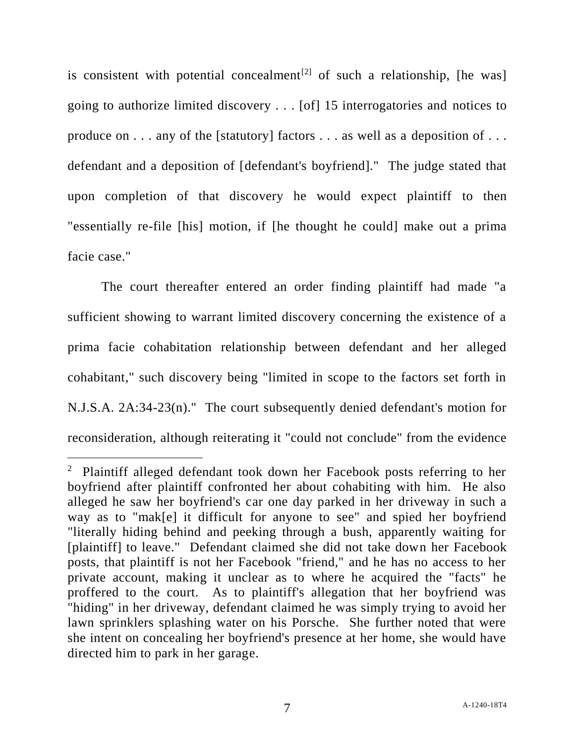is consistent with potential concealment[2] of such a relationship, [he was] going to authorize limited discovery . . . [of] 15 interrogatories and notices to produce on . . . any of the [statutory] factors . . . as well as a deposition of . . . defendant and a deposition of [defendant's boyfriend]." The judge stated that upon completion of that discovery he would expect plaintiff to then "essentially re-file [his] motion, if [he thought he could] make out a prima facie case."

The court thereafter entered an order finding plaintiff had made "a sufficient showing to warrant limited discovery concerning the existence of a prima facie cohabitation relationship between defendant and her alleged cohabitant," such discovery being "limited in scope to the factors set forth in N.J.S.A. 2A:34-23(n)." The court subsequently denied defendant's motion for reconsideration, although reiterating it "could not conclude" from the evidence

---

[2] Plaintiff alleged defendant took down her Facebook posts referring to her boyfriend after plaintiff confronted her about cohabiting with him. He also alleged he saw her boyfriend's car one day parked in her driveway in such a way as to "mak[e] it difficult for anyone to see" and spied her boyfriend "literally hiding behind and peeking through a bush, apparently waiting for [plaintiff] to leave." Defendant claimed she did not take down her Facebook posts, that plaintiff is not her Facebook "friend," and he has no access to her private account, making it unclear as to where he acquired the "facts" he proffered to the court. As to plaintiff's allegation that her boyfriend was "hiding" in her driveway, defendant claimed he was simply trying to avoid her lawn sprinklers splashing water on his Porsche. She further noted that were she intent on concealing her boyfriend's presence at her home, she would have directed him to park in her garage.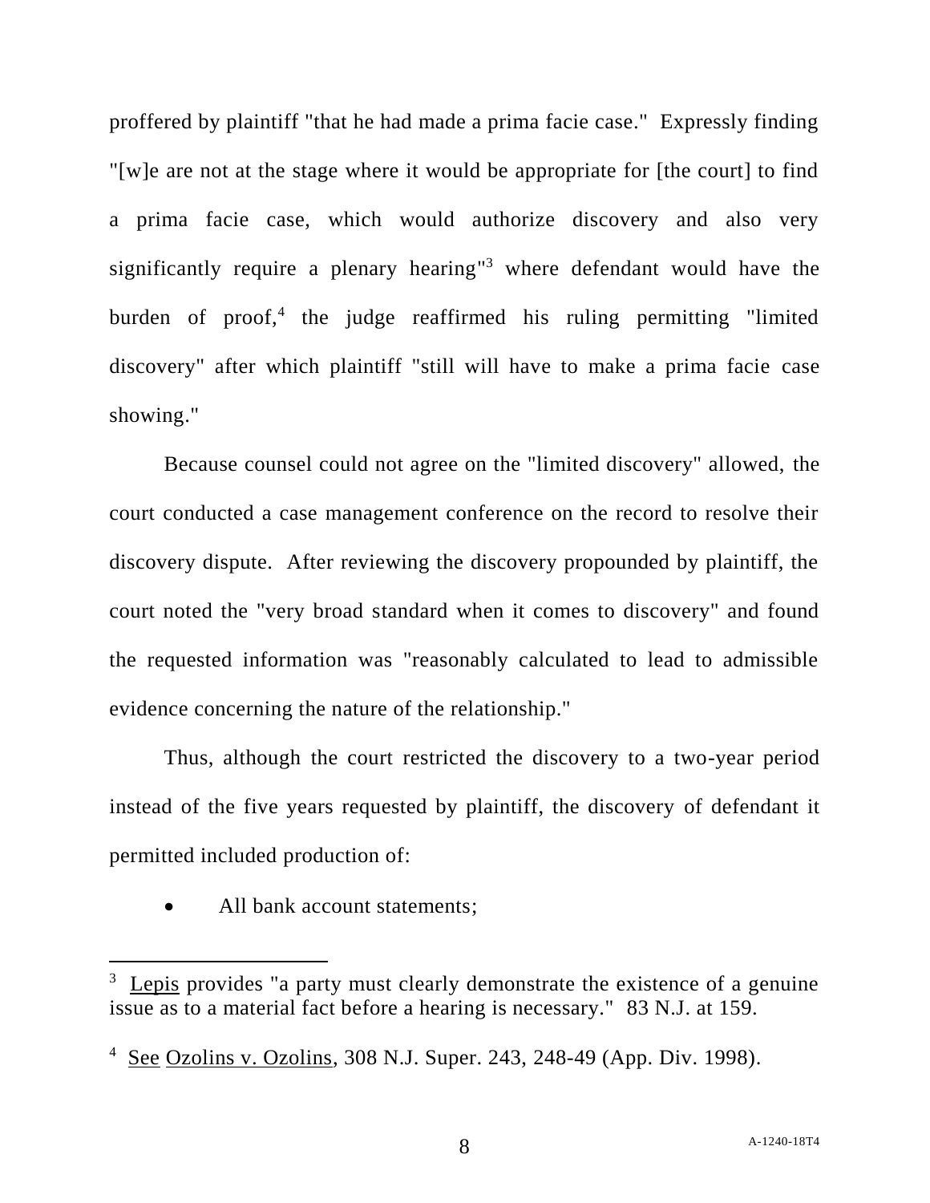proffered by plaintiff "that he had made a prima facie case." Expressly finding "[w]e are not at the stage where it would be appropriate for [the court] to find a prima facie case, which would authorize discovery and also very significantly require a plenary hearing"[3] where defendant would have the burden of proof,[4] the judge reaffirmed his ruling permitting "limited discovery" after which plaintiff "still will have to make a prima facie case showing."

Because counsel could not agree on the "limited discovery" allowed, the court conducted a case management conference on the record to resolve their discovery dispute. After reviewing the discovery propounded by plaintiff, the court noted the "very broad standard when it comes to discovery" and found the requested information was "reasonably calculated to lead to admissible evidence concerning the nature of the relationship."

Thus, although the court restricted the discovery to a two-year period instead of the five years requested by plaintiff, the discovery of defendant it permitted included production of:

- All bank account statements;

---

[3] Lepis provides "a party must clearly demonstrate the existence of a genuine issue as to a material fact before a hearing is necessary." 83 N.J. at 159.

[4] See Ozolins v. Ozolins, 308 N.J. Super. 243, 248-49 (App. Div. 1998).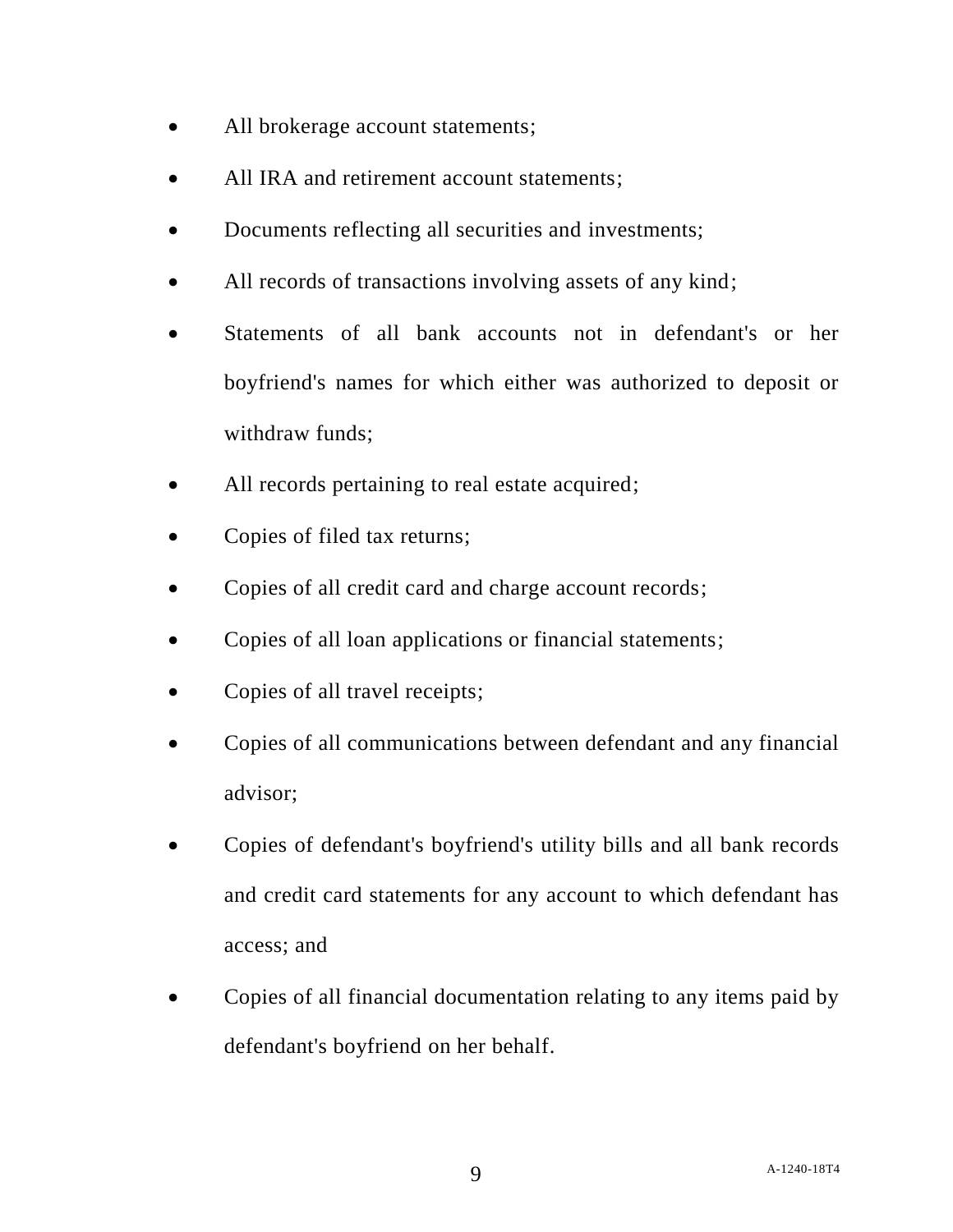- All brokerage account statements;
- All IRA and retirement account statements;
- Documents reflecting all securities and investments;
- All records of transactions involving assets of any kind;
- Statements of all bank accounts not in defendant's or her boyfriend's names for which either was authorized to deposit or withdraw funds;
- All records pertaining to real estate acquired;
- Copies of filed tax returns;
- Copies of all credit card and charge account records;
- Copies of all loan applications or financial statements;
- Copies of all travel receipts;
- Copies of all communications between defendant and any financial advisor;
- Copies of defendant's boyfriend's utility bills and all bank records and credit card statements for any account to which defendant has access; and
- Copies of all financial documentation relating to any items paid by defendant's boyfriend on her behalf.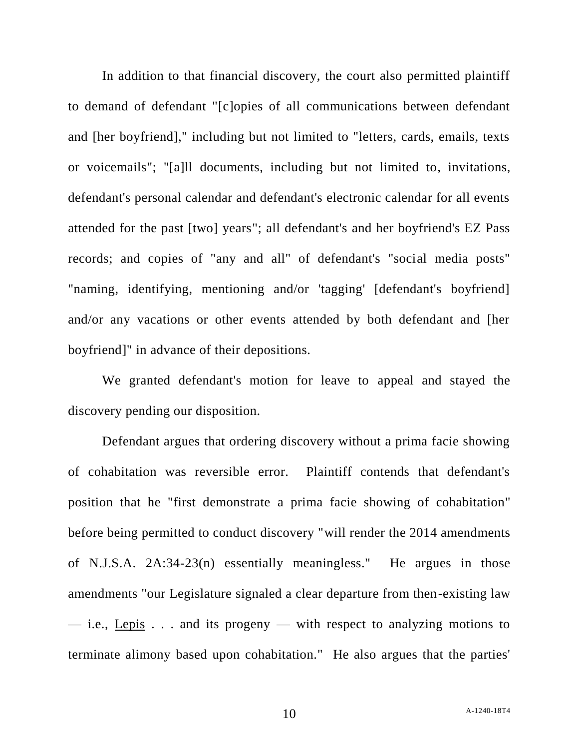In addition to that financial discovery, the court also permitted plaintiff to demand of defendant "[c]opies of all communications between defendant and [her boyfriend]," including but not limited to "letters, cards, emails, texts or voicemails"; "[a]ll documents, including but not limited to, invitations, defendant's personal calendar and defendant's electronic calendar for all events attended for the past [two] years"; all defendant's and her boyfriend's EZ Pass records; and copies of "any and all" of defendant's "social media posts" "naming, identifying, mentioning and/or 'tagging' [defendant's boyfriend] and/or any vacations or other events attended by both defendant and [her boyfriend]" in advance of their depositions.

We granted defendant's motion for leave to appeal and stayed the discovery pending our disposition.

Defendant argues that ordering discovery without a prima facie showing of cohabitation was reversible error. Plaintiff contends that defendant's position that he "first demonstrate a prima facie showing of cohabitation" before being permitted to conduct discovery "will render the 2014 amendments of N.J.S.A. 2A:34-23(n) essentially meaningless." He argues in those amendments "our Legislature signaled a clear departure from then-existing law — i.e., <u>Lepis</u> . . . and its progeny — with respect to analyzing motions to terminate alimony based upon cohabitation." He also argues that the parties'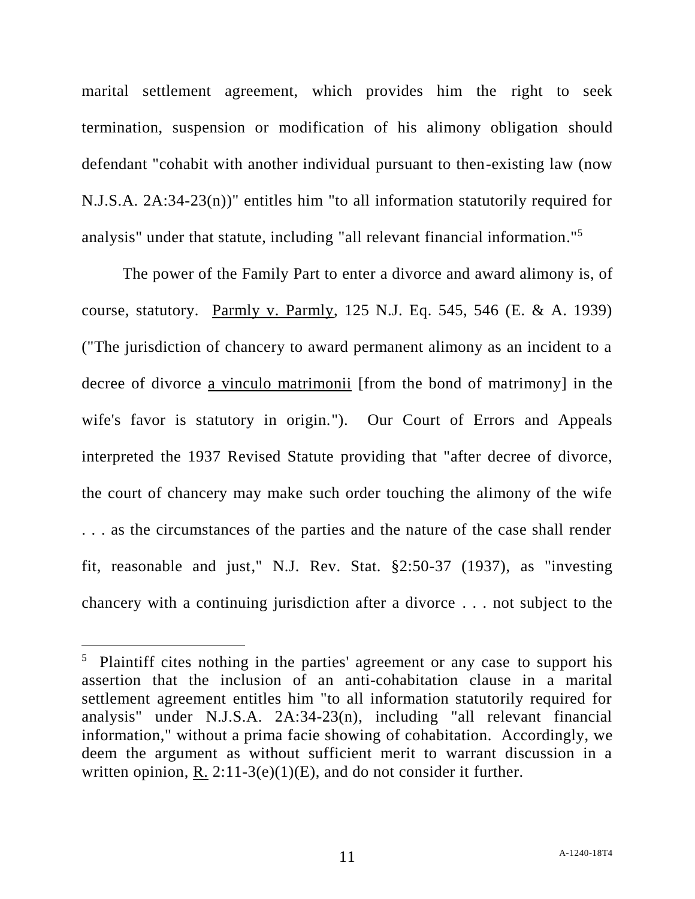marital settlement agreement, which provides him the right to seek termination, suspension or modification of his alimony obligation should defendant "cohabit with another individual pursuant to then-existing law (now N.J.S.A. 2A:34-23(n))" entitles him "to all information statutorily required for analysis" under that statute, including "all relevant financial information."[5]

The power of the Family Part to enter a divorce and award alimony is, of course, statutory. Parmly v. Parmly, 125 N.J. Eq. 545, 546 (E. & A. 1939) ("The jurisdiction of chancery to award permanent alimony as an incident to a decree of divorce a vinculo matrimonii [from the bond of matrimony] in the wife's favor is statutory in origin."). Our Court of Errors and Appeals interpreted the 1937 Revised Statute providing that "after decree of divorce, the court of chancery may make such order touching the alimony of the wife . . . as the circumstances of the parties and the nature of the case shall render fit, reasonable and just," N.J. Rev. Stat. §2:50-37 (1937), as "investing chancery with a continuing jurisdiction after a divorce . . . not subject to the

---

[5] Plaintiff cites nothing in the parties' agreement or any case to support his assertion that the inclusion of an anti-cohabitation clause in a marital settlement agreement entitles him "to all information statutorily required for analysis" under N.J.S.A. 2A:34-23(n), including "all relevant financial information," without a prima facie showing of cohabitation. Accordingly, we deem the argument as without sufficient merit to warrant discussion in a written opinion, R. 2:11-3(e)(1)(E), and do not consider it further.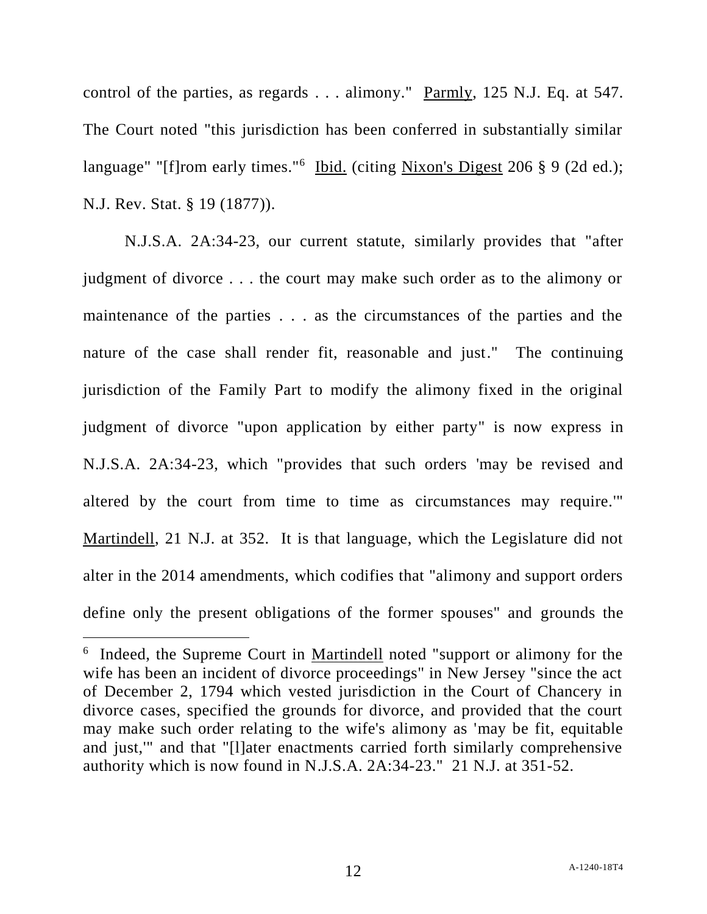control of the parties, as regards . . . alimony." Parmly, 125 N.J. Eq. at 547. The Court noted "this jurisdiction has been conferred in substantially similar language" "[f]rom early times."[6] Ibid. (citing Nixon's Digest 206 § 9 (2d ed.); N.J. Rev. Stat. § 19 (1877)).

N.J.S.A. 2A:34-23, our current statute, similarly provides that "after judgment of divorce . . . the court may make such order as to the alimony or maintenance of the parties . . . as the circumstances of the parties and the nature of the case shall render fit, reasonable and just." The continuing jurisdiction of the Family Part to modify the alimony fixed in the original judgment of divorce "upon application by either party" is now express in N.J.S.A. 2A:34-23, which "provides that such orders 'may be revised and altered by the court from time to time as circumstances may require.'" Martindell, 21 N.J. at 352. It is that language, which the Legislature did not alter in the 2014 amendments, which codifies that "alimony and support orders define only the present obligations of the former spouses" and grounds the

[6] Indeed, the Supreme Court in Martindell noted "support or alimony for the wife has been an incident of divorce proceedings" in New Jersey "since the act of December 2, 1794 which vested jurisdiction in the Court of Chancery in divorce cases, specified the grounds for divorce, and provided that the court may make such order relating to the wife's alimony as 'may be fit, equitable and just,'" and that "[l]ater enactments carried forth similarly comprehensive authority which is now found in N.J.S.A. 2A:34-23." 21 N.J. at 351-52.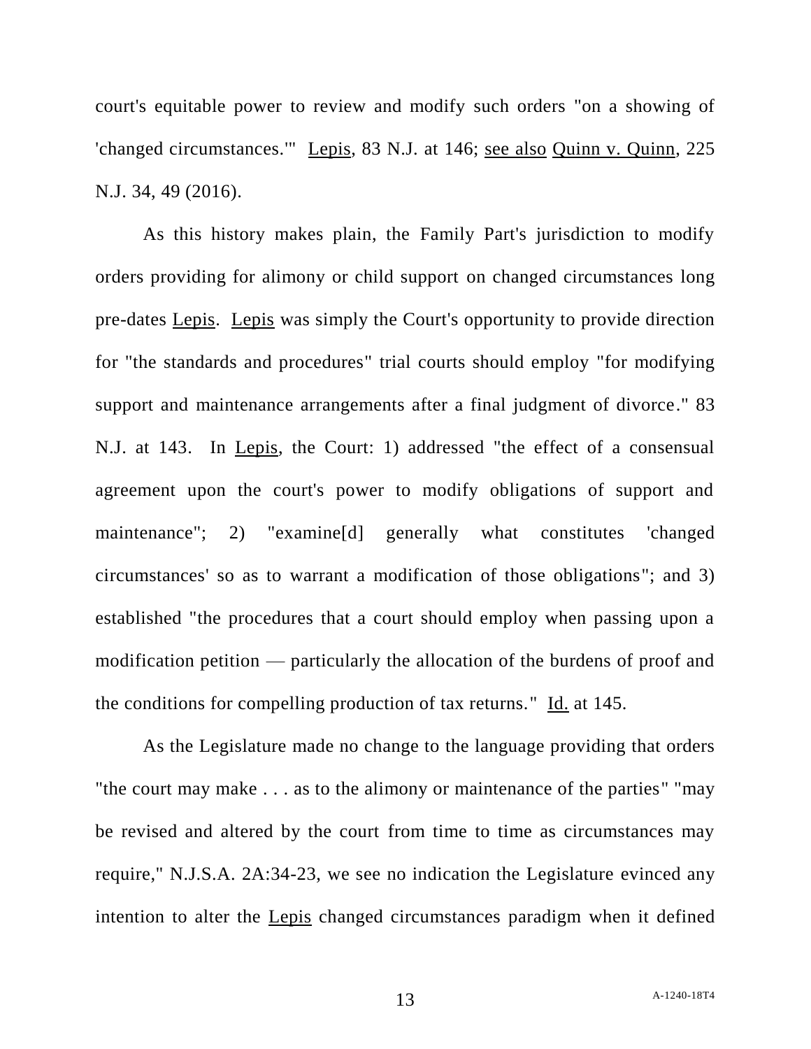court's equitable power to review and modify such orders "on a showing of 'changed circumstances.'" Lepis, 83 N.J. at 146; see also Quinn v. Quinn, 225 N.J. 34, 49 (2016).

As this history makes plain, the Family Part's jurisdiction to modify orders providing for alimony or child support on changed circumstances long pre-dates Lepis. Lepis was simply the Court's opportunity to provide direction for "the standards and procedures" trial courts should employ "for modifying support and maintenance arrangements after a final judgment of divorce." 83 N.J. at 143. In Lepis, the Court: 1) addressed "the effect of a consensual agreement upon the court's power to modify obligations of support and maintenance"; 2) "examine[d] generally what constitutes 'changed circumstances' so as to warrant a modification of those obligations"; and 3) established "the procedures that a court should employ when passing upon a modification petition — particularly the allocation of the burdens of proof and the conditions for compelling production of tax returns." Id. at 145.

As the Legislature made no change to the language providing that orders "the court may make . . . as to the alimony or maintenance of the parties" "may be revised and altered by the court from time to time as circumstances may require," N.J.S.A. 2A:34-23, we see no indication the Legislature evinced any intention to alter the Lepis changed circumstances paradigm when it defined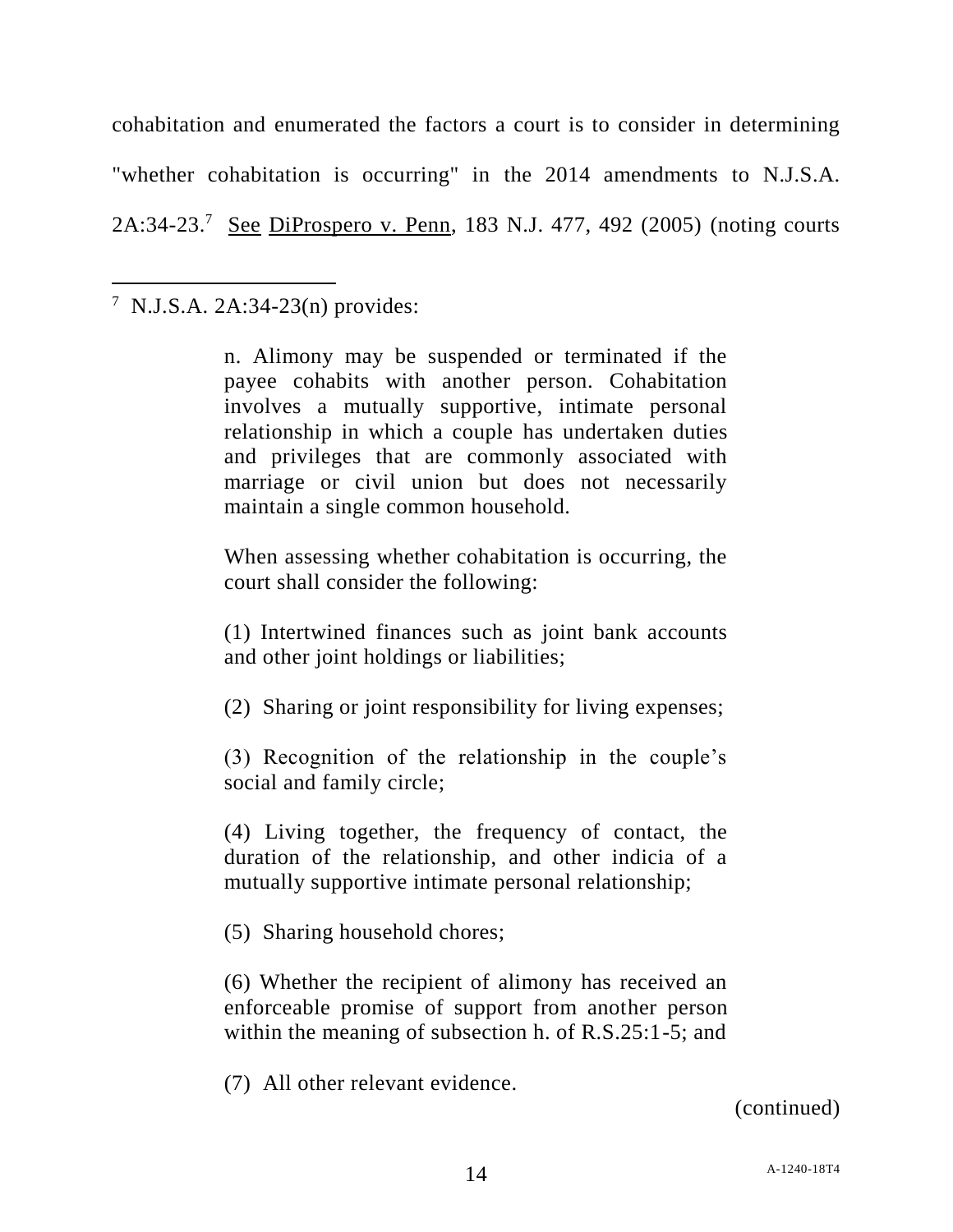cohabitation and enumerated the factors a court is to consider in determining "whether cohabitation is occurring" in the 2014 amendments to N.J.S.A. 2A:34-23.[7] See DiProspero v. Penn, 183 N.J. 477, 492 (2005) (noting courts

---

[7] N.J.S.A. 2A:34-23(n) provides:

> n. Alimony may be suspended or terminated if the payee cohabits with another person. Cohabitation involves a mutually supportive, intimate personal relationship in which a couple has undertaken duties and privileges that are commonly associated with marriage or civil union but does not necessarily maintain a single common household.
>
> When assessing whether cohabitation is occurring, the court shall consider the following:
>
> (1) Intertwined finances such as joint bank accounts and other joint holdings or liabilities;
>
> (2) Sharing or joint responsibility for living expenses;
>
> (3) Recognition of the relationship in the couple's social and family circle;
>
> (4) Living together, the frequency of contact, the duration of the relationship, and other indicia of a mutually supportive intimate personal relationship;
>
> (5) Sharing household chores;
>
> (6) Whether the recipient of alimony has received an enforceable promise of support from another person within the meaning of subsection h. of R.S.25:1-5; and
>
> (7) All other relevant evidence.

(continued)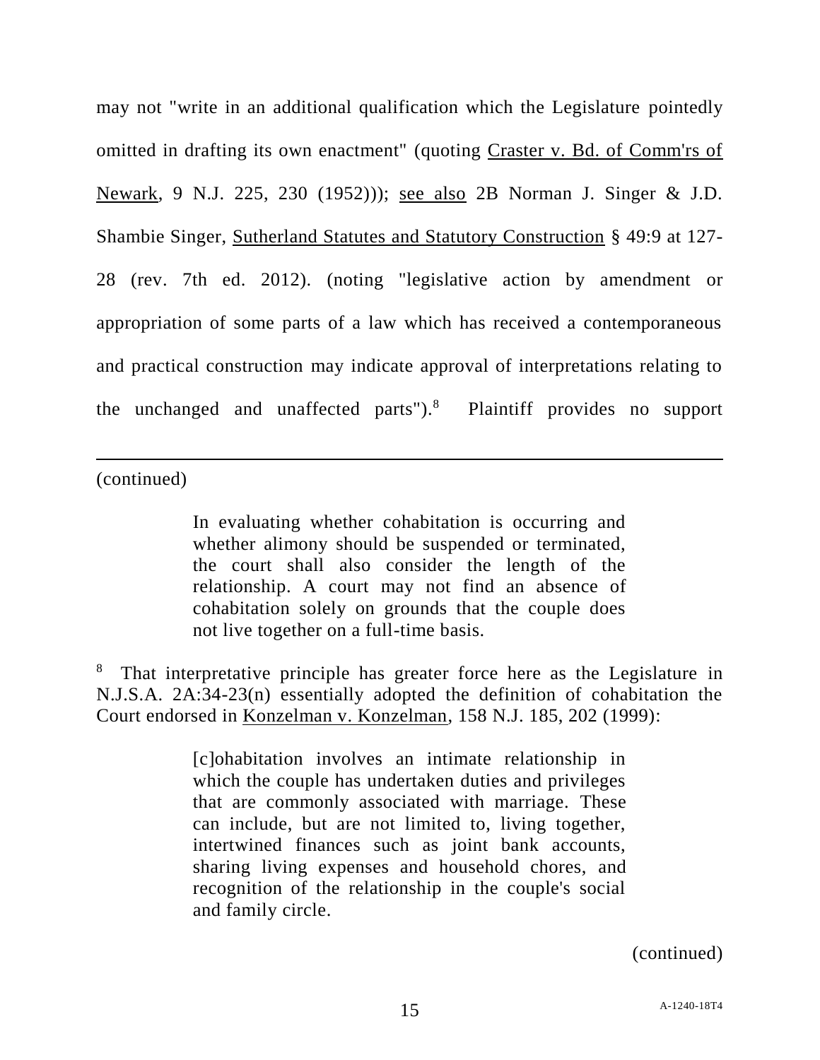may not "write in an additional qualification which the Legislature pointedly omitted in drafting its own enactment" (quoting Craster v. Bd. of Comm'rs of Newark, 9 N.J. 225, 230 (1952))); see also 2B Norman J. Singer & J.D. Shambie Singer, Sutherland Statutes and Statutory Construction § 49:9 at 127-28 (rev. 7th ed. 2012). (noting "legislative action by amendment or appropriation of some parts of a law which has received a contemporaneous and practical construction may indicate approval of interpretations relating to the unchanged and unaffected parts").[8] Plaintiff provides no support

---

(continued)

> In evaluating whether cohabitation is occurring and whether alimony should be suspended or terminated, the court shall also consider the length of the relationship. A court may not find an absence of cohabitation solely on grounds that the couple does not live together on a full-time basis.

[8] That interpretative principle has greater force here as the Legislature in N.J.S.A. 2A:34-23(n) essentially adopted the definition of cohabitation the Court endorsed in Konzelman v. Konzelman, 158 N.J. 185, 202 (1999):

> [c]ohabitation involves an intimate relationship in which the couple has undertaken duties and privileges that are commonly associated with marriage. These can include, but are not limited to, living together, intertwined finances such as joint bank accounts, sharing living expenses and household chores, and recognition of the relationship in the couple's social and family circle.

(continued)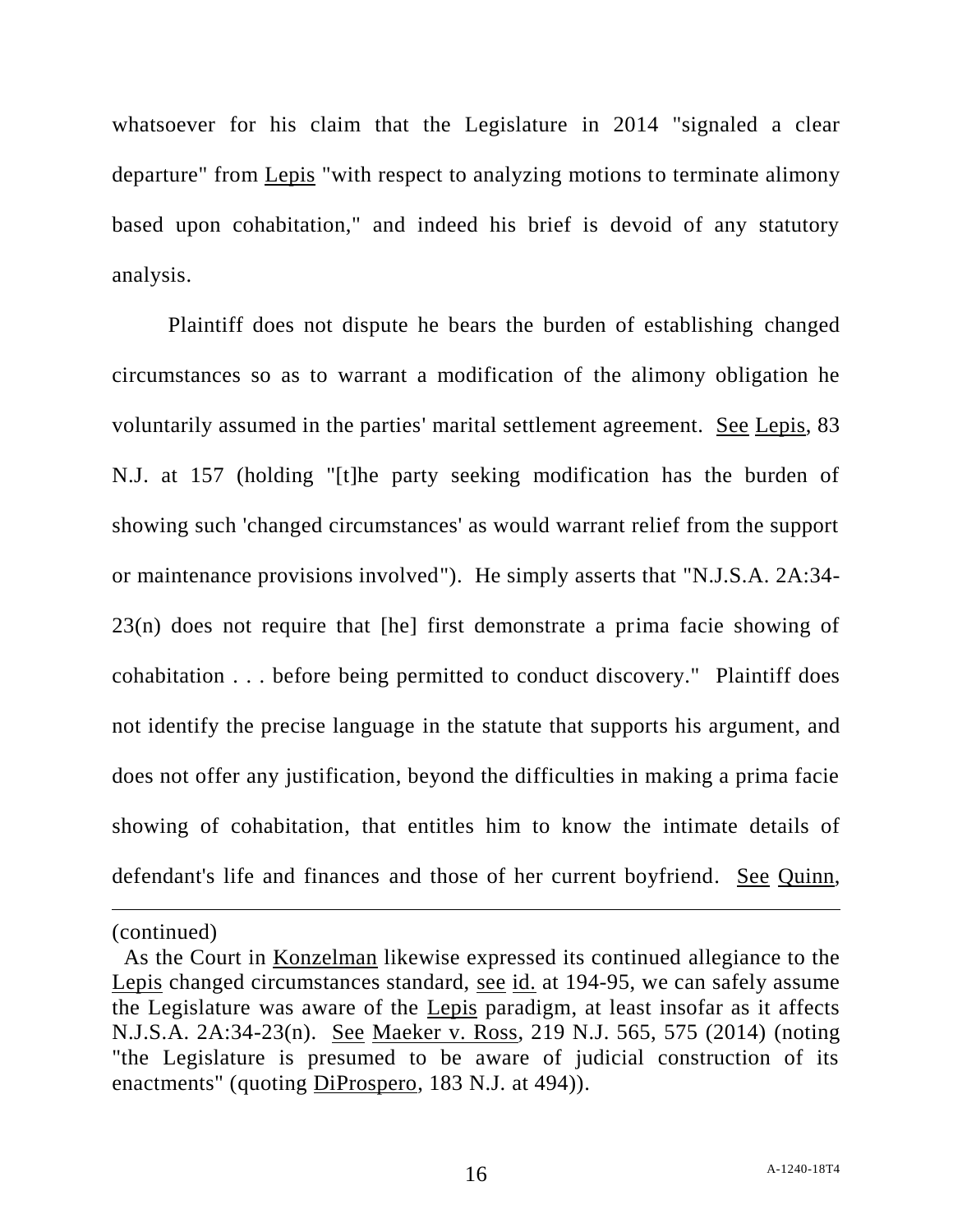whatsoever for his claim that the Legislature in 2014 "signaled a clear departure" from Lepis "with respect to analyzing motions to terminate alimony based upon cohabitation," and indeed his brief is devoid of any statutory analysis.

Plaintiff does not dispute he bears the burden of establishing changed circumstances so as to warrant a modification of the alimony obligation he voluntarily assumed in the parties' marital settlement agreement. See Lepis, 83 N.J. at 157 (holding "[t]he party seeking modification has the burden of showing such 'changed circumstances' as would warrant relief from the support or maintenance provisions involved"). He simply asserts that "N.J.S.A. 2A:34-23(n) does not require that [he] first demonstrate a prima facie showing of cohabitation . . . before being permitted to conduct discovery." Plaintiff does not identify the precise language in the statute that supports his argument, and does not offer any justification, beyond the difficulties in making a prima facie showing of cohabitation, that entitles him to know the intimate details of defendant's life and finances and those of her current boyfriend. See Quinn,

---

(continued)

As the Court in Konzelman likewise expressed its continued allegiance to the Lepis changed circumstances standard, see id. at 194-95, we can safely assume the Legislature was aware of the Lepis paradigm, at least insofar as it affects N.J.S.A. 2A:34-23(n). See Maeker v. Ross, 219 N.J. 565, 575 (2014) (noting "the Legislature is presumed to be aware of judicial construction of its enactments" (quoting DiProspero, 183 N.J. at 494)).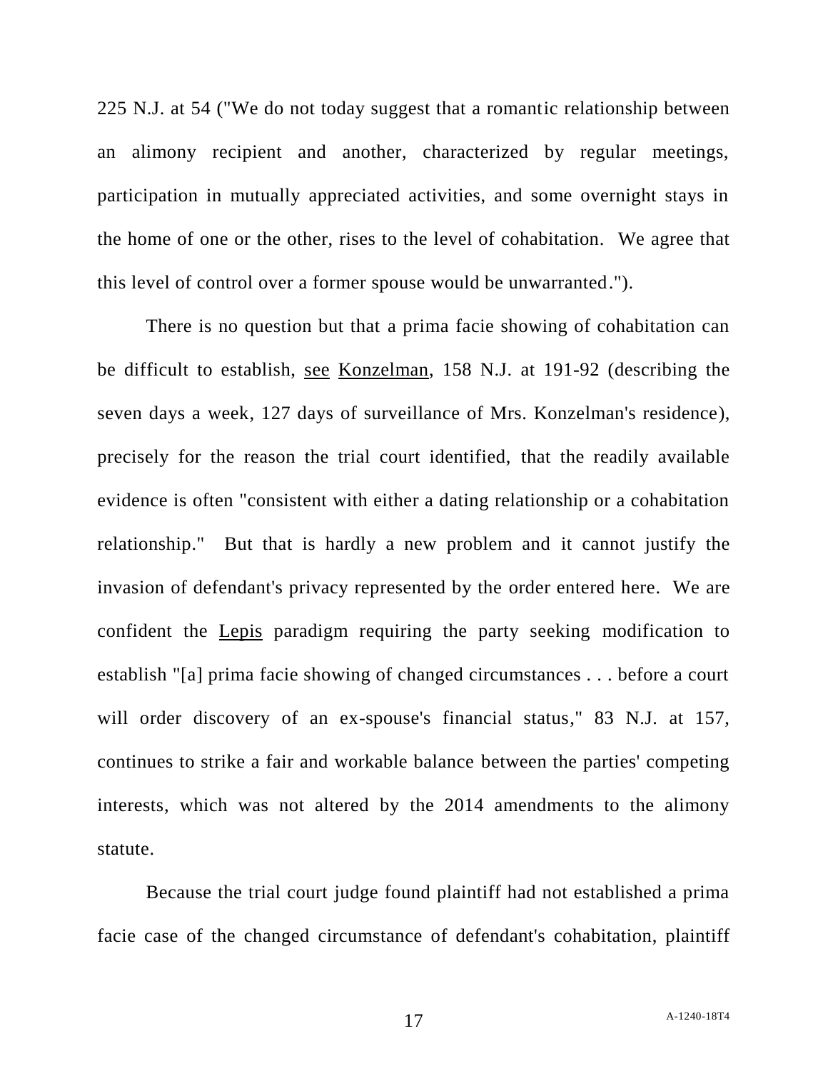225 N.J. at 54 ("We do not today suggest that a romantic relationship between an alimony recipient and another, characterized by regular meetings, participation in mutually appreciated activities, and some overnight stays in the home of one or the other, rises to the level of cohabitation. We agree that this level of control over a former spouse would be unwarranted.").

There is no question but that a prima facie showing of cohabitation can be difficult to establish, see Konzelman, 158 N.J. at 191-92 (describing the seven days a week, 127 days of surveillance of Mrs. Konzelman's residence), precisely for the reason the trial court identified, that the readily available evidence is often "consistent with either a dating relationship or a cohabitation relationship." But that is hardly a new problem and it cannot justify the invasion of defendant's privacy represented by the order entered here. We are confident the Lepis paradigm requiring the party seeking modification to establish "[a] prima facie showing of changed circumstances . . . before a court will order discovery of an ex-spouse's financial status," 83 N.J. at 157, continues to strike a fair and workable balance between the parties' competing interests, which was not altered by the 2014 amendments to the alimony statute.

Because the trial court judge found plaintiff had not established a prima facie case of the changed circumstance of defendant's cohabitation, plaintiff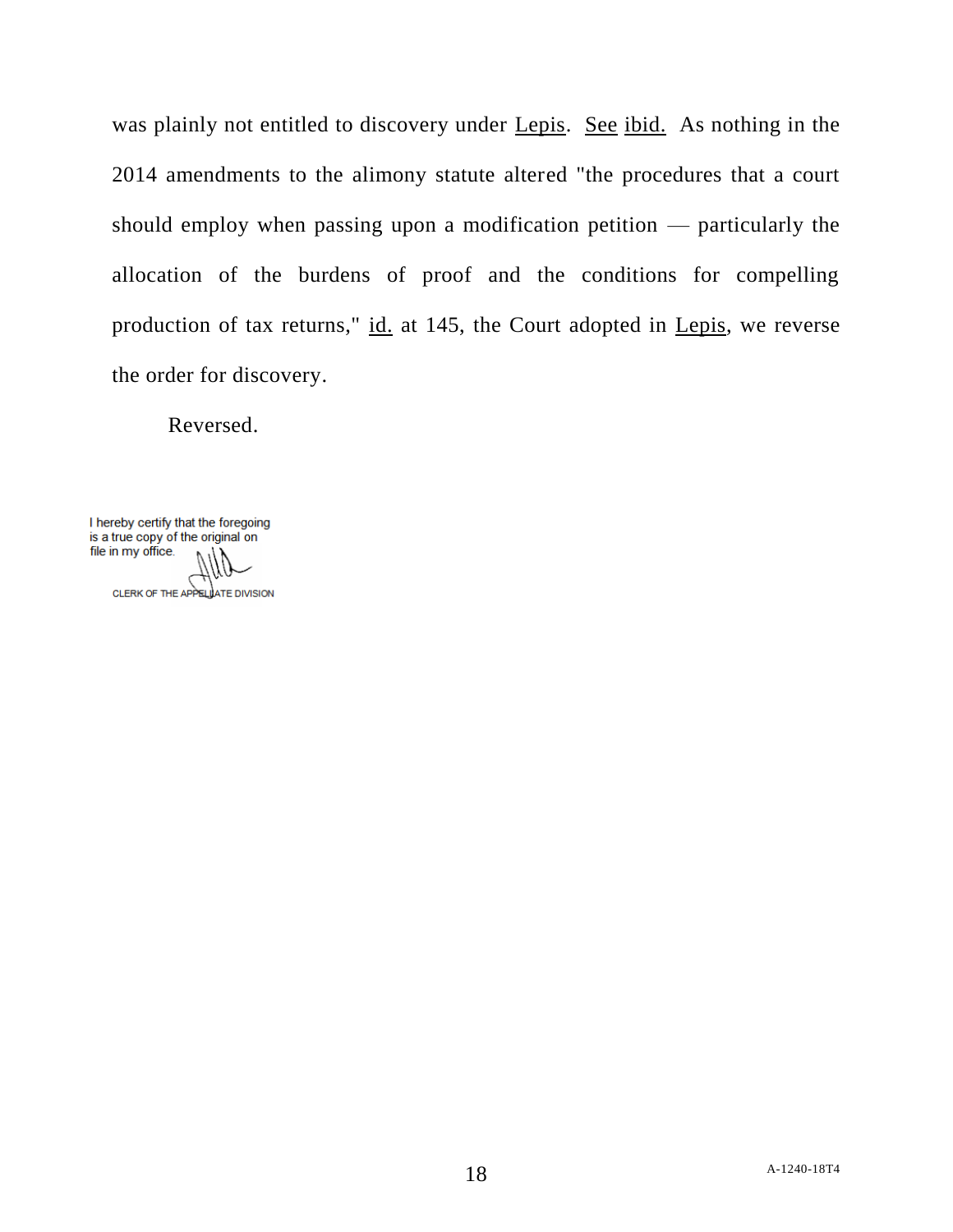was plainly not entitled to discovery under Lepis. See ibid. As nothing in the 2014 amendments to the alimony statute altered "the procedures that a court should employ when passing upon a modification petition — particularly the allocation of the burdens of proof and the conditions for compelling production of tax returns," id. at 145, the Court adopted in Lepis, we reverse the order for discovery.

Reversed.

I hereby certify that the foregoing is a true copy of the original on file in my office.

CLERK OF THE APPELLATE DIVISION